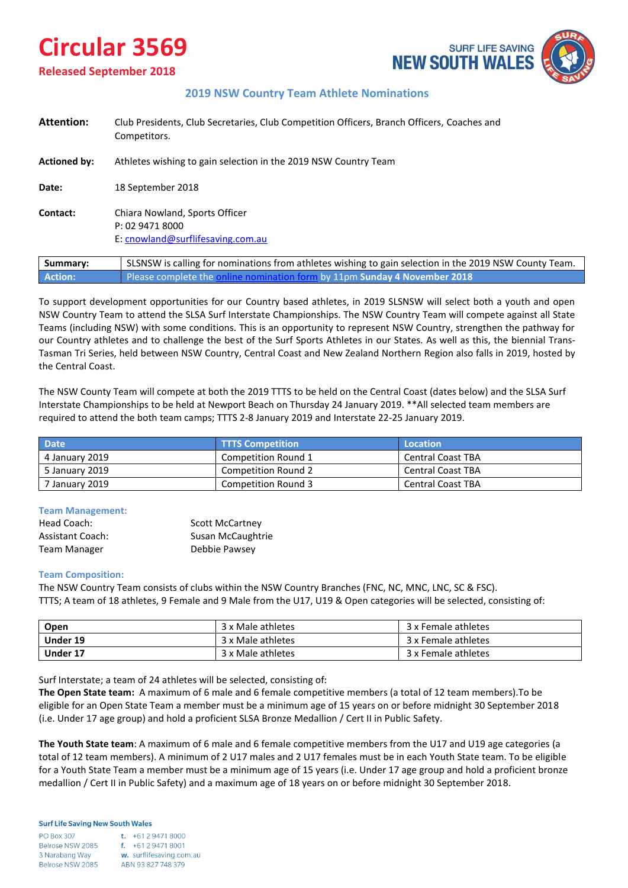# Circular 3569

**Released September 2018**

SURF LIFE SAVING NEW SOUTH WALES

## 2019 NSW Country Team Athlete Nominations

**Attention:** Club Presidents, Club Secretaries, Club Competition Officers, Branch Officers, Coaches and Competitors.

**Actioned by:** Athletes wishing to gain selection in the 2019 NSW Country Team

**Date:** 18 September 2018

**Contact:** Chiara Nowland, Sports Officer
P: 02 9471 8000
E: cnowland@surflifesaving.com.au

| **Summary:** | SLSNSW is calling for nominations from athletes wishing to gain selection in the 2019 NSW County Team. |
|---|---|
| **Action:** | Please complete the online nomination form by 11pm **Sunday 4 November 2018** |

To support development opportunities for our Country based athletes, in 2019 SLSNSW will select both a youth and open NSW Country Team to attend the SLSA Surf Interstate Championships. The NSW Country Team will compete against all State Teams (including NSW) with some conditions. This is an opportunity to represent NSW Country, strengthen the pathway for our Country athletes and to challenge the best of the Surf Sports Athletes in our States. As well as this, the biennial Trans-Tasman Tri Series, held between NSW Country, Central Coast and New Zealand Northern Region also falls in 2019, hosted by the Central Coast.

The NSW County Team will compete at both the 2019 TTTS to be held on the Central Coast (dates below) and the SLSA Surf Interstate Championships to be held at Newport Beach on Thursday 24 January 2019. **All selected team members are required to attend the both team camps; TTTS 2-8 January 2019 and Interstate 22-25 January 2019.

| Date | TTTS Competition | Location |
|---|---|---|
| 4 January 2019 | Competition Round 1 | Central Coast TBA |
| 5 January 2019 | Competition Round 2 | Central Coast TBA |
| 7 January 2019 | Competition Round 3 | Central Coast TBA |

### Team Management:

| | |
|---|---|
| Head Coach: | Scott McCartney |
| Assistant Coach: | Susan McCaughtrie |
| Team Manager | Debbie Pawsey |

### Team Composition:

The NSW Country Team consists of clubs within the NSW Country Branches (FNC, NC, MNC, LNC, SC & FSC).
TTTS; A team of 18 athletes, 9 Female and 9 Male from the U17, U19 & Open categories will be selected, consisting of:

| **Open** | 3 x Male athletes | 3 x Female athletes |
|---|---|---|
| **Under 19** | 3 x Male athletes | 3 x Female athletes |
| **Under 17** | 3 x Male athletes | 3 x Female athletes |

Surf Interstate; a team of 24 athletes will be selected, consisting of:
**The Open State team:** A maximum of 6 male and 6 female competitive members (a total of 12 team members).To be eligible for an Open State Team a member must be a minimum age of 15 years on or before midnight 30 September 2018 (i.e. Under 17 age group) and hold a proficient SLSA Bronze Medallion / Cert II in Public Safety.

**The Youth State team**: A maximum of 6 male and 6 female competitive members from the U17 and U19 age categories (a total of 12 team members). A minimum of 2 U17 males and 2 U17 females must be in each Youth State team. To be eligible for a Youth State Team a member must be a minimum age of 15 years (i.e. Under 17 age group and hold a proficient bronze medallion / Cert II in Public Safety) and a maximum age of 18 years on or before midnight 30 September 2018.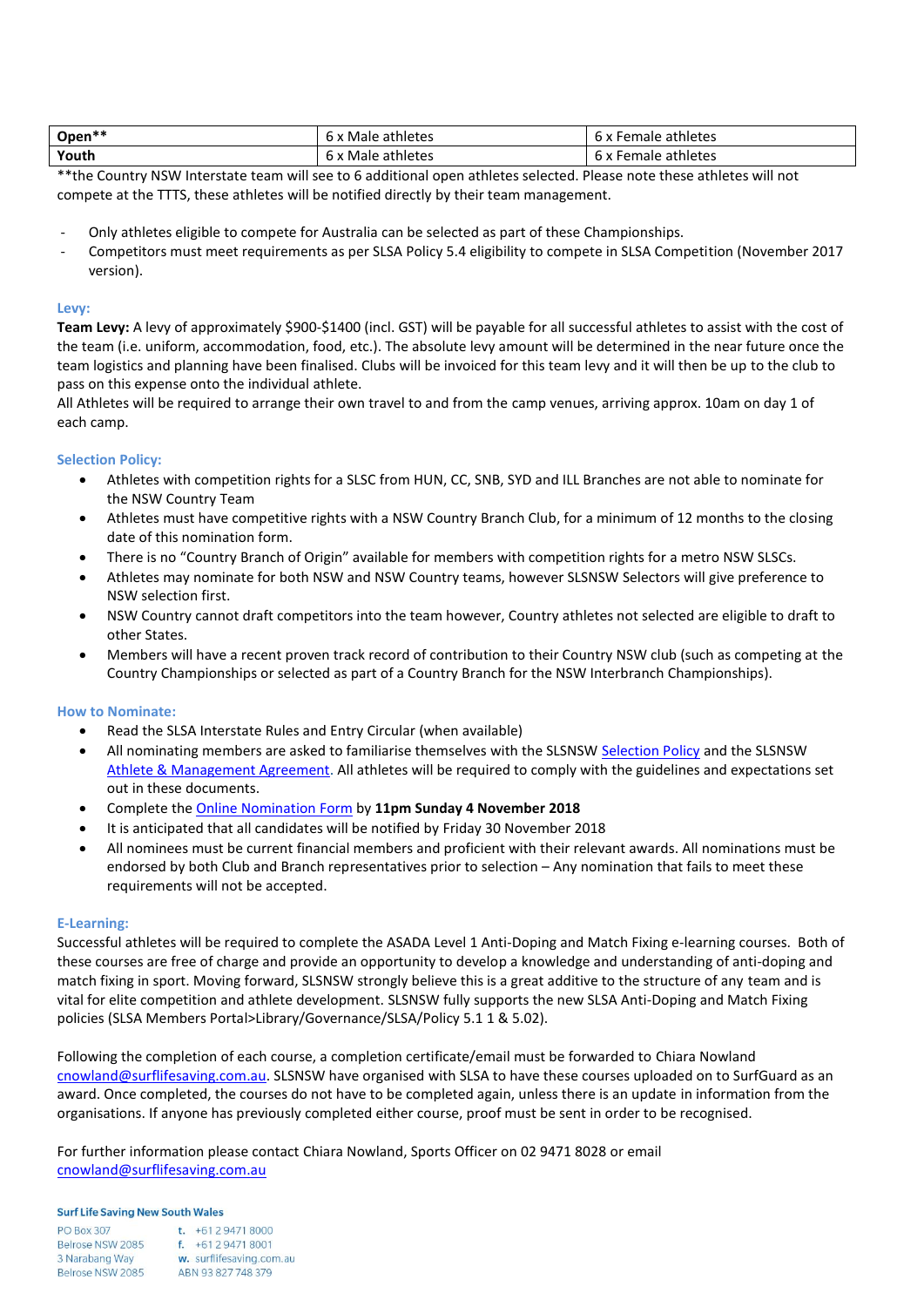| | | |
|---|---|---|
| **Open**** | 6 x Male athletes | 6 x Female athletes |
| **Youth** | 6 x Male athletes | 6 x Female athletes |

**the Country NSW Interstate team will see to 6 additional open athletes selected. Please note these athletes will not compete at the TTTS, these athletes will be notified directly by their team management.

- Only athletes eligible to compete for Australia can be selected as part of these Championships.
- Competitors must meet requirements as per SLSA Policy 5.4 eligibility to compete in SLSA Competition (November 2017 version).

### Levy:

**Team Levy:** A levy of approximately $900-$1400 (incl. GST) will be payable for all successful athletes to assist with the cost of the team (i.e. uniform, accommodation, food, etc.). The absolute levy amount will be determined in the near future once the team logistics and planning have been finalised. Clubs will be invoiced for this team levy and it will then be up to the club to pass on this expense onto the individual athlete.
All Athletes will be required to arrange their own travel to and from the camp venues, arriving approx. 10am on day 1 of each camp.

### Selection Policy:

- Athletes with competition rights for a SLSC from HUN, CC, SNB, SYD and ILL Branches are not able to nominate for the NSW Country Team
- Athletes must have competitive rights with a NSW Country Branch Club, for a minimum of 12 months to the closing date of this nomination form.
- There is no "Country Branch of Origin" available for members with competition rights for a metro NSW SLSCs.
- Athletes may nominate for both NSW and NSW Country teams, however SLSNSW Selectors will give preference to NSW selection first.
- NSW Country cannot draft competitors into the team however, Country athletes not selected are eligible to draft to other States.
- Members will have a recent proven track record of contribution to their Country NSW club (such as competing at the Country Championships or selected as part of a Country Branch for the NSW Interbranch Championships).

### How to Nominate:

- Read the SLSA Interstate Rules and Entry Circular (when available)
- All nominating members are asked to familiarise themselves with the SLSNSW Selection Policy and the SLSNSW Athlete & Management Agreement. All athletes will be required to comply with the guidelines and expectations set out in these documents.
- Complete the Online Nomination Form by **11pm Sunday 4 November 2018**
- It is anticipated that all candidates will be notified by Friday 30 November 2018
- All nominees must be current financial members and proficient with their relevant awards. All nominations must be endorsed by both Club and Branch representatives prior to selection – Any nomination that fails to meet these requirements will not be accepted.

### E-Learning:

Successful athletes will be required to complete the ASADA Level 1 Anti-Doping and Match Fixing e-learning courses. Both of these courses are free of charge and provide an opportunity to develop a knowledge and understanding of anti-doping and match fixing in sport. Moving forward, SLSNSW strongly believe this is a great additive to the structure of any team and is vital for elite competition and athlete development. SLSNSW fully supports the new SLSA Anti-Doping and Match Fixing policies (SLSA Members Portal>Library/Governance/SLSA/Policy 5.1 1 & 5.02).

Following the completion of each course, a completion certificate/email must be forwarded to Chiara Nowland cnowland@surflifesaving.com.au. SLSNSW have organised with SLSA to have these courses uploaded on to SurfGuard as an award. Once completed, the courses do not have to be completed again, unless there is an update in information from the organisations. If anyone has previously completed either course, proof must be sent in order to be recognised.

For further information please contact Chiara Nowland, Sports Officer on 02 9471 8028 or email cnowland@surflifesaving.com.au

**Surf Life Saving New South Wales**

PO Box 307
Belrose NSW 2085
3 Narabang Way
Belrose NSW 2085

t. +61 2 9471 8000
f. +61 2 9471 8001
w. surflifesaving.com.au
ABN 93 827 748 379